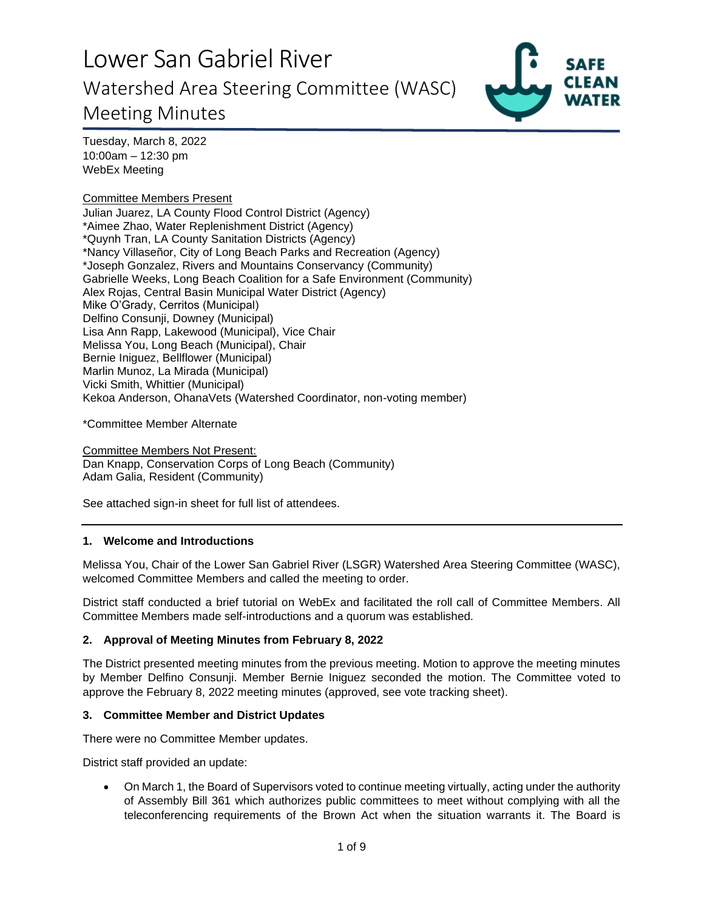# Lower San Gabriel River

## Watershed Area Steering Committee (WASC) Meeting Minutes

Tuesday, March 8, 2022
10:00am – 12:30 pm
WebEx Meeting

Committee Members Present
Julian Juarez, LA County Flood Control District (Agency)
*Aimee Zhao, Water Replenishment District (Agency)
*Quynh Tran, LA County Sanitation Districts (Agency)
*Nancy Villaseñor, City of Long Beach Parks and Recreation (Agency)
*Joseph Gonzalez, Rivers and Mountains Conservancy (Community)
Gabrielle Weeks, Long Beach Coalition for a Safe Environment (Community)
Alex Rojas, Central Basin Municipal Water District (Agency)
Mike O'Grady, Cerritos (Municipal)
Delfino Consunji, Downey (Municipal)
Lisa Ann Rapp, Lakewood (Municipal), Vice Chair
Melissa You, Long Beach (Municipal), Chair
Bernie Iniguez, Bellflower (Municipal)
Marlin Munoz, La Mirada (Municipal)
Vicki Smith, Whittier (Municipal)
Kekoa Anderson, OhanaVets (Watershed Coordinator, non-voting member)

*Committee Member Alternate

Committee Members Not Present:
Dan Knapp, Conservation Corps of Long Beach (Community)
Adam Galia, Resident (Community)

See attached sign-in sheet for full list of attendees.

---

### 1. Welcome and Introductions

Melissa You, Chair of the Lower San Gabriel River (LSGR) Watershed Area Steering Committee (WASC), welcomed Committee Members and called the meeting to order.

District staff conducted a brief tutorial on WebEx and facilitated the roll call of Committee Members. All Committee Members made self-introductions and a quorum was established.

### 2. Approval of Meeting Minutes from February 8, 2022

The District presented meeting minutes from the previous meeting. Motion to approve the meeting minutes by Member Delfino Consunji. Member Bernie Iniguez seconded the motion. The Committee voted to approve the February 8, 2022 meeting minutes (approved, see vote tracking sheet).

### 3. Committee Member and District Updates

There were no Committee Member updates.

District staff provided an update:

- On March 1, the Board of Supervisors voted to continue meeting virtually, acting under the authority of Assembly Bill 361 which authorizes public committees to meet without complying with all the teleconferencing requirements of the Brown Act when the situation warrants it. The Board is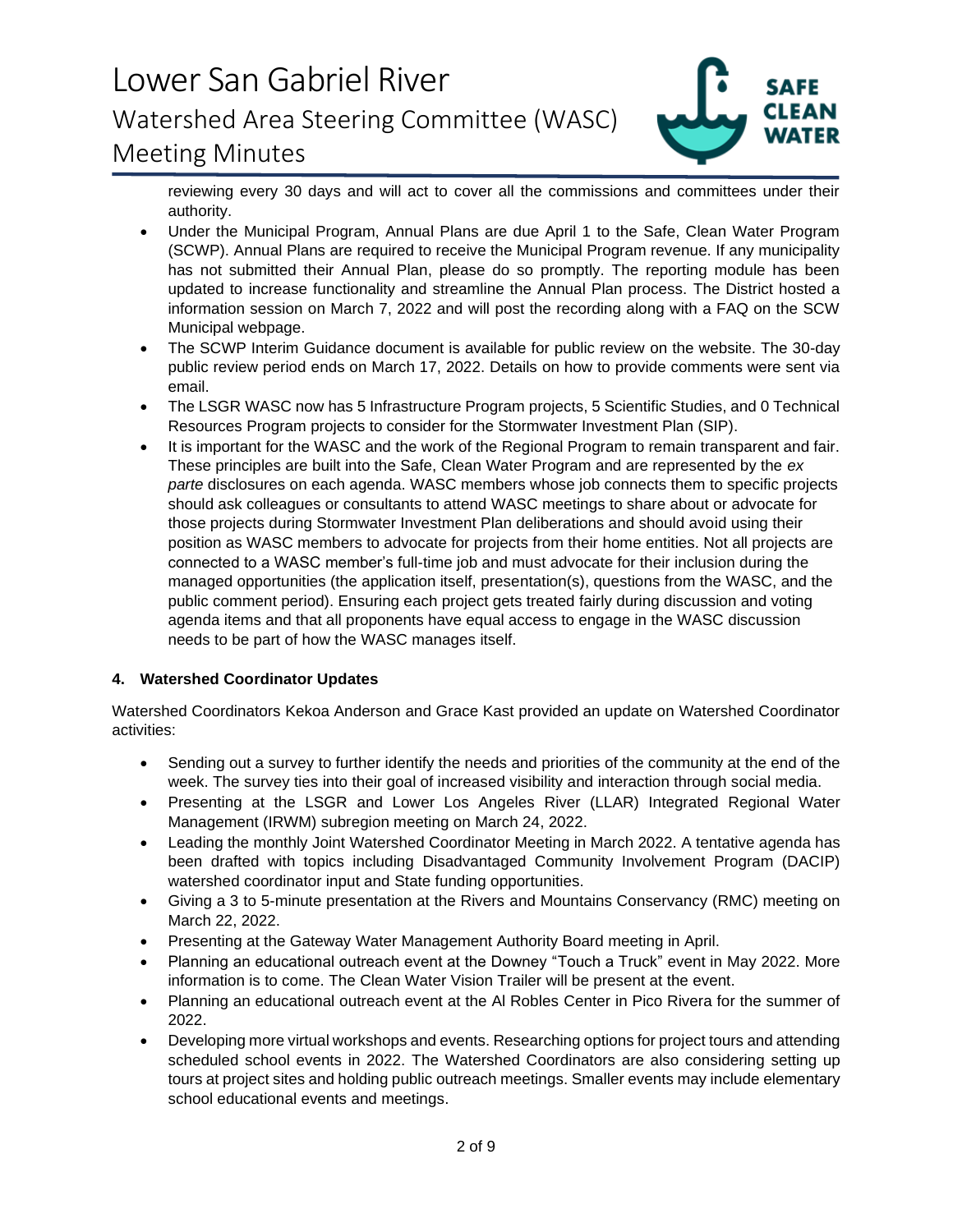reviewing every 30 days and will act to cover all the commissions and committees under their authority.

- Under the Municipal Program, Annual Plans are due April 1 to the Safe, Clean Water Program (SCWP). Annual Plans are required to receive the Municipal Program revenue. If any municipality has not submitted their Annual Plan, please do so promptly. The reporting module has been updated to increase functionality and streamline the Annual Plan process. The District hosted a information session on March 7, 2022 and will post the recording along with a FAQ on the SCW Municipal webpage.
- The SCWP Interim Guidance document is available for public review on the website. The 30-day public review period ends on March 17, 2022. Details on how to provide comments were sent via email.
- The LSGR WASC now has 5 Infrastructure Program projects, 5 Scientific Studies, and 0 Technical Resources Program projects to consider for the Stormwater Investment Plan (SIP).
- It is important for the WASC and the work of the Regional Program to remain transparent and fair. These principles are built into the Safe, Clean Water Program and are represented by the *ex parte* disclosures on each agenda. WASC members whose job connects them to specific projects should ask colleagues or consultants to attend WASC meetings to share about or advocate for those projects during Stormwater Investment Plan deliberations and should avoid using their position as WASC members to advocate for projects from their home entities. Not all projects are connected to a WASC member's full-time job and must advocate for their inclusion during the managed opportunities (the application itself, presentation(s), questions from the WASC, and the public comment period). Ensuring each project gets treated fairly during discussion and voting agenda items and that all proponents have equal access to engage in the WASC discussion needs to be part of how the WASC manages itself.

**4. Watershed Coordinator Updates**

Watershed Coordinators Kekoa Anderson and Grace Kast provided an update on Watershed Coordinator activities:

- Sending out a survey to further identify the needs and priorities of the community at the end of the week. The survey ties into their goal of increased visibility and interaction through social media.
- Presenting at the LSGR and Lower Los Angeles River (LLAR) Integrated Regional Water Management (IRWM) subregion meeting on March 24, 2022.
- Leading the monthly Joint Watershed Coordinator Meeting in March 2022. A tentative agenda has been drafted with topics including Disadvantaged Community Involvement Program (DACIP) watershed coordinator input and State funding opportunities.
- Giving a 3 to 5-minute presentation at the Rivers and Mountains Conservancy (RMC) meeting on March 22, 2022.
- Presenting at the Gateway Water Management Authority Board meeting in April.
- Planning an educational outreach event at the Downey "Touch a Truck" event in May 2022. More information is to come. The Clean Water Vision Trailer will be present at the event.
- Planning an educational outreach event at the Al Robles Center in Pico Rivera for the summer of 2022.
- Developing more virtual workshops and events. Researching options for project tours and attending scheduled school events in 2022. The Watershed Coordinators are also considering setting up tours at project sites and holding public outreach meetings. Smaller events may include elementary school educational events and meetings.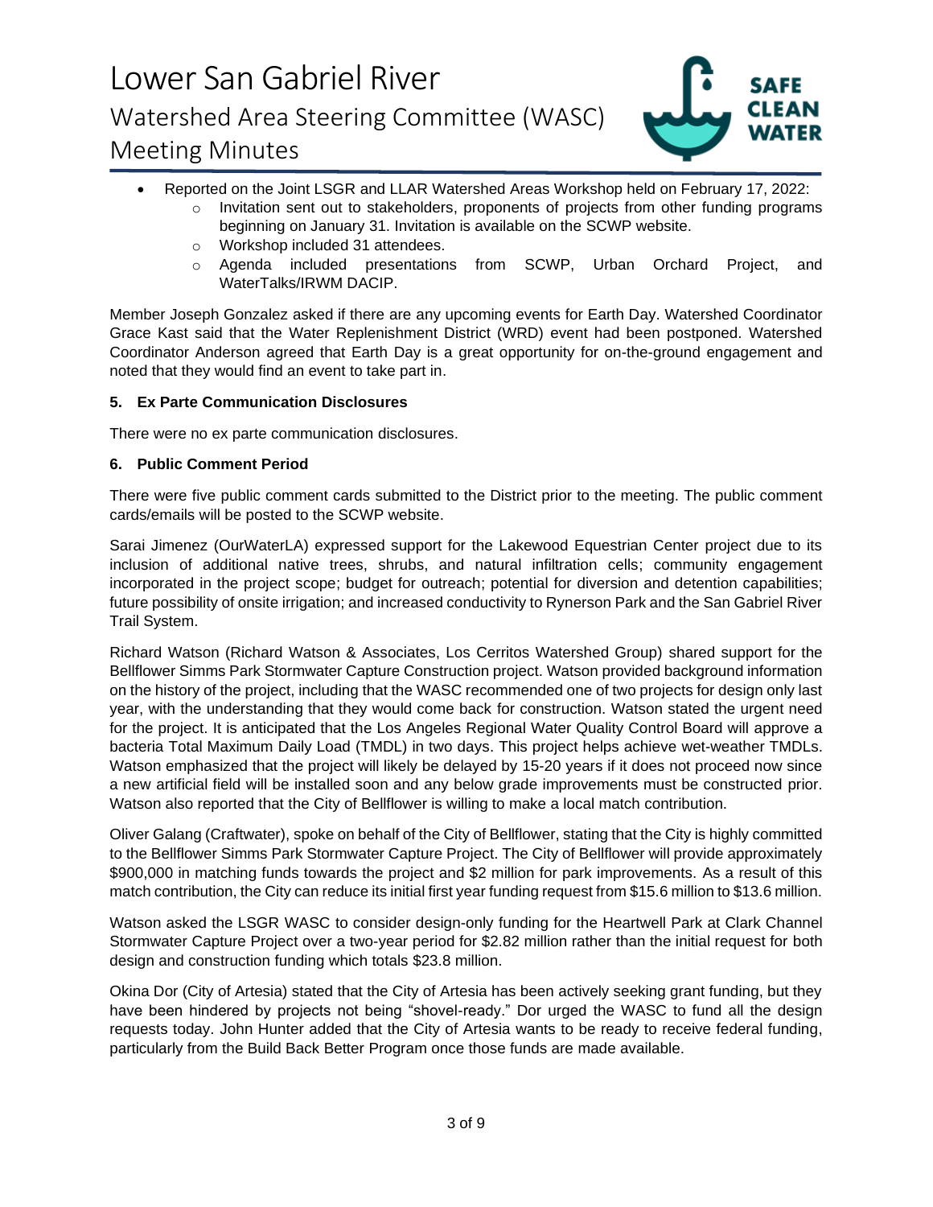- Reported on the Joint LSGR and LLAR Watershed Areas Workshop held on February 17, 2022:
  - Invitation sent out to stakeholders, proponents of projects from other funding programs beginning on January 31. Invitation is available on the SCWP website.
  - Workshop included 31 attendees.
  - Agenda included presentations from SCWP, Urban Orchard Project, and WaterTalks/IRWM DACIP.

Member Joseph Gonzalez asked if there are any upcoming events for Earth Day. Watershed Coordinator Grace Kast said that the Water Replenishment District (WRD) event had been postponed. Watershed Coordinator Anderson agreed that Earth Day is a great opportunity for on-the-ground engagement and noted that they would find an event to take part in.

**5. Ex Parte Communication Disclosures**

There were no ex parte communication disclosures.

**6. Public Comment Period**

There were five public comment cards submitted to the District prior to the meeting. The public comment cards/emails will be posted to the SCWP website.

Sarai Jimenez (OurWaterLA) expressed support for the Lakewood Equestrian Center project due to its inclusion of additional native trees, shrubs, and natural infiltration cells; community engagement incorporated in the project scope; budget for outreach; potential for diversion and detention capabilities; future possibility of onsite irrigation; and increased conductivity to Rynerson Park and the San Gabriel River Trail System.

Richard Watson (Richard Watson & Associates, Los Cerritos Watershed Group) shared support for the Bellflower Simms Park Stormwater Capture Construction project. Watson provided background information on the history of the project, including that the WASC recommended one of two projects for design only last year, with the understanding that they would come back for construction. Watson stated the urgent need for the project. It is anticipated that the Los Angeles Regional Water Quality Control Board will approve a bacteria Total Maximum Daily Load (TMDL) in two days. This project helps achieve wet-weather TMDLs. Watson emphasized that the project will likely be delayed by 15-20 years if it does not proceed now since a new artificial field will be installed soon and any below grade improvements must be constructed prior. Watson also reported that the City of Bellflower is willing to make a local match contribution.

Oliver Galang (Craftwater), spoke on behalf of the City of Bellflower, stating that the City is highly committed to the Bellflower Simms Park Stormwater Capture Project. The City of Bellflower will provide approximately $900,000 in matching funds towards the project and $2 million for park improvements. As a result of this match contribution, the City can reduce its initial first year funding request from $15.6 million to $13.6 million.

Watson asked the LSGR WASC to consider design-only funding for the Heartwell Park at Clark Channel Stormwater Capture Project over a two-year period for $2.82 million rather than the initial request for both design and construction funding which totals $23.8 million.

Okina Dor (City of Artesia) stated that the City of Artesia has been actively seeking grant funding, but they have been hindered by projects not being "shovel-ready." Dor urged the WASC to fund all the design requests today. John Hunter added that the City of Artesia wants to be ready to receive federal funding, particularly from the Build Back Better Program once those funds are made available.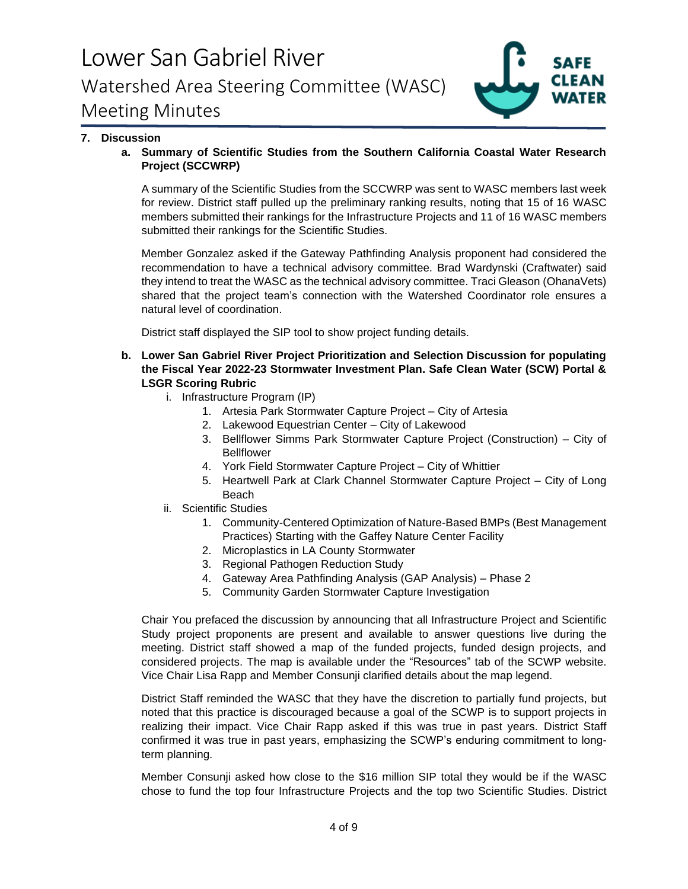## 7. Discussion

### a. Summary of Scientific Studies from the Southern California Coastal Water Research Project (SCCWRP)

A summary of the Scientific Studies from the SCCWRP was sent to WASC members last week for review. District staff pulled up the preliminary ranking results, noting that 15 of 16 WASC members submitted their rankings for the Infrastructure Projects and 11 of 16 WASC members submitted their rankings for the Scientific Studies.

Member Gonzalez asked if the Gateway Pathfinding Analysis proponent had considered the recommendation to have a technical advisory committee. Brad Wardynski (Craftwater) said they intend to treat the WASC as the technical advisory committee. Traci Gleason (OhanaVets) shared that the project team's connection with the Watershed Coordinator role ensures a natural level of coordination.

District staff displayed the SIP tool to show project funding details.

### b. Lower San Gabriel River Project Prioritization and Selection Discussion for populating the Fiscal Year 2022-23 Stormwater Investment Plan. Safe Clean Water (SCW) Portal & LSGR Scoring Rubric

i. Infrastructure Program (IP)
   1. Artesia Park Stormwater Capture Project – City of Artesia
   2. Lakewood Equestrian Center – City of Lakewood
   3. Bellflower Simms Park Stormwater Capture Project (Construction) – City of Bellflower
   4. York Field Stormwater Capture Project – City of Whittier
   5. Heartwell Park at Clark Channel Stormwater Capture Project – City of Long Beach

ii. Scientific Studies
   1. Community-Centered Optimization of Nature-Based BMPs (Best Management Practices) Starting with the Gaffey Nature Center Facility
   2. Microplastics in LA County Stormwater
   3. Regional Pathogen Reduction Study
   4. Gateway Area Pathfinding Analysis (GAP Analysis) – Phase 2
   5. Community Garden Stormwater Capture Investigation

Chair You prefaced the discussion by announcing that all Infrastructure Project and Scientific Study project proponents are present and available to answer questions live during the meeting. District staff showed a map of the funded projects, funded design projects, and considered projects. The map is available under the "Resources" tab of the SCWP website. Vice Chair Lisa Rapp and Member Consunji clarified details about the map legend.

District Staff reminded the WASC that they have the discretion to partially fund projects, but noted that this practice is discouraged because a goal of the SCWP is to support projects in realizing their impact. Vice Chair Rapp asked if this was true in past years. District Staff confirmed it was true in past years, emphasizing the SCWP's enduring commitment to long-term planning.

Member Consunji asked how close to the $16 million SIP total they would be if the WASC chose to fund the top four Infrastructure Projects and the top two Scientific Studies. District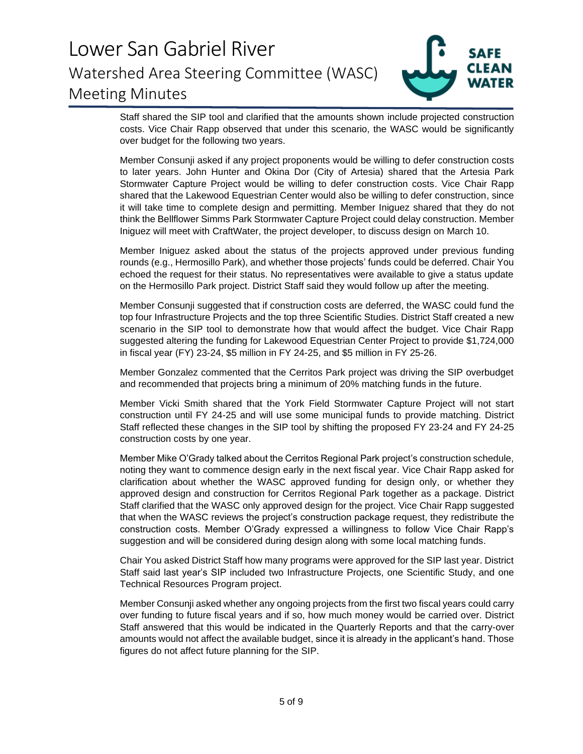Staff shared the SIP tool and clarified that the amounts shown include projected construction costs. Vice Chair Rapp observed that under this scenario, the WASC would be significantly over budget for the following two years.

Member Consunji asked if any project proponents would be willing to defer construction costs to later years. John Hunter and Okina Dor (City of Artesia) shared that the Artesia Park Stormwater Capture Project would be willing to defer construction costs. Vice Chair Rapp shared that the Lakewood Equestrian Center would also be willing to defer construction, since it will take time to complete design and permitting. Member Iniguez shared that they do not think the Bellflower Simms Park Stormwater Capture Project could delay construction. Member Iniguez will meet with CraftWater, the project developer, to discuss design on March 10.

Member Iniguez asked about the status of the projects approved under previous funding rounds (e.g., Hermosillo Park), and whether those projects' funds could be deferred. Chair You echoed the request for their status. No representatives were available to give a status update on the Hermosillo Park project. District Staff said they would follow up after the meeting.

Member Consunji suggested that if construction costs are deferred, the WASC could fund the top four Infrastructure Projects and the top three Scientific Studies. District Staff created a new scenario in the SIP tool to demonstrate how that would affect the budget. Vice Chair Rapp suggested altering the funding for Lakewood Equestrian Center Project to provide $1,724,000 in fiscal year (FY) 23-24, $5 million in FY 24-25, and $5 million in FY 25-26.

Member Gonzalez commented that the Cerritos Park project was driving the SIP overbudget and recommended that projects bring a minimum of 20% matching funds in the future.

Member Vicki Smith shared that the York Field Stormwater Capture Project will not start construction until FY 24-25 and will use some municipal funds to provide matching. District Staff reflected these changes in the SIP tool by shifting the proposed FY 23-24 and FY 24-25 construction costs by one year.

Member Mike O'Grady talked about the Cerritos Regional Park project's construction schedule, noting they want to commence design early in the next fiscal year. Vice Chair Rapp asked for clarification about whether the WASC approved funding for design only, or whether they approved design and construction for Cerritos Regional Park together as a package. District Staff clarified that the WASC only approved design for the project. Vice Chair Rapp suggested that when the WASC reviews the project's construction package request, they redistribute the construction costs. Member O'Grady expressed a willingness to follow Vice Chair Rapp's suggestion and will be considered during design along with some local matching funds.

Chair You asked District Staff how many programs were approved for the SIP last year. District Staff said last year's SIP included two Infrastructure Projects, one Scientific Study, and one Technical Resources Program project.

Member Consunji asked whether any ongoing projects from the first two fiscal years could carry over funding to future fiscal years and if so, how much money would be carried over. District Staff answered that this would be indicated in the Quarterly Reports and that the carry-over amounts would not affect the available budget, since it is already in the applicant's hand. Those figures do not affect future planning for the SIP.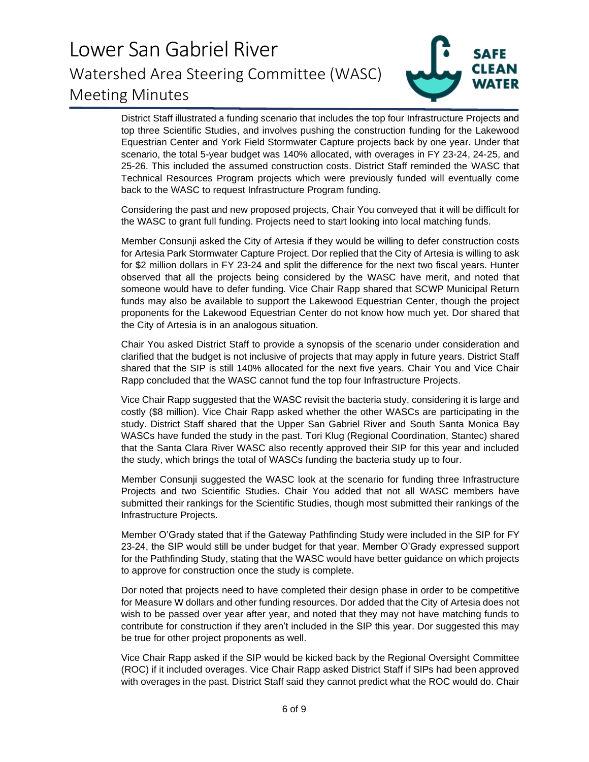District Staff illustrated a funding scenario that includes the top four Infrastructure Projects and top three Scientific Studies, and involves pushing the construction funding for the Lakewood Equestrian Center and York Field Stormwater Capture projects back by one year. Under that scenario, the total 5-year budget was 140% allocated, with overages in FY 23-24, 24-25, and 25-26. This included the assumed construction costs. District Staff reminded the WASC that Technical Resources Program projects which were previously funded will eventually come back to the WASC to request Infrastructure Program funding.

Considering the past and new proposed projects, Chair You conveyed that it will be difficult for the WASC to grant full funding. Projects need to start looking into local matching funds.

Member Consunji asked the City of Artesia if they would be willing to defer construction costs for Artesia Park Stormwater Capture Project. Dor replied that the City of Artesia is willing to ask for $2 million dollars in FY 23-24 and split the difference for the next two fiscal years. Hunter observed that all the projects being considered by the WASC have merit, and noted that someone would have to defer funding. Vice Chair Rapp shared that SCWP Municipal Return funds may also be available to support the Lakewood Equestrian Center, though the project proponents for the Lakewood Equestrian Center do not know how much yet. Dor shared that the City of Artesia is in an analogous situation.

Chair You asked District Staff to provide a synopsis of the scenario under consideration and clarified that the budget is not inclusive of projects that may apply in future years. District Staff shared that the SIP is still 140% allocated for the next five years. Chair You and Vice Chair Rapp concluded that the WASC cannot fund the top four Infrastructure Projects.

Vice Chair Rapp suggested that the WASC revisit the bacteria study, considering it is large and costly ($8 million). Vice Chair Rapp asked whether the other WASCs are participating in the study. District Staff shared that the Upper San Gabriel River and South Santa Monica Bay WASCs have funded the study in the past. Tori Klug (Regional Coordination, Stantec) shared that the Santa Clara River WASC also recently approved their SIP for this year and included the study, which brings the total of WASCs funding the bacteria study up to four.

Member Consunji suggested the WASC look at the scenario for funding three Infrastructure Projects and two Scientific Studies. Chair You added that not all WASC members have submitted their rankings for the Scientific Studies, though most submitted their rankings of the Infrastructure Projects.

Member O'Grady stated that if the Gateway Pathfinding Study were included in the SIP for FY 23-24, the SIP would still be under budget for that year. Member O'Grady expressed support for the Pathfinding Study, stating that the WASC would have better guidance on which projects to approve for construction once the study is complete.

Dor noted that projects need to have completed their design phase in order to be competitive for Measure W dollars and other funding resources. Dor added that the City of Artesia does not wish to be passed over year after year, and noted that they may not have matching funds to contribute for construction if they aren't included in the SIP this year. Dor suggested this may be true for other project proponents as well.

Vice Chair Rapp asked if the SIP would be kicked back by the Regional Oversight Committee (ROC) if it included overages. Vice Chair Rapp asked District Staff if SIPs had been approved with overages in the past. District Staff said they cannot predict what the ROC would do. Chair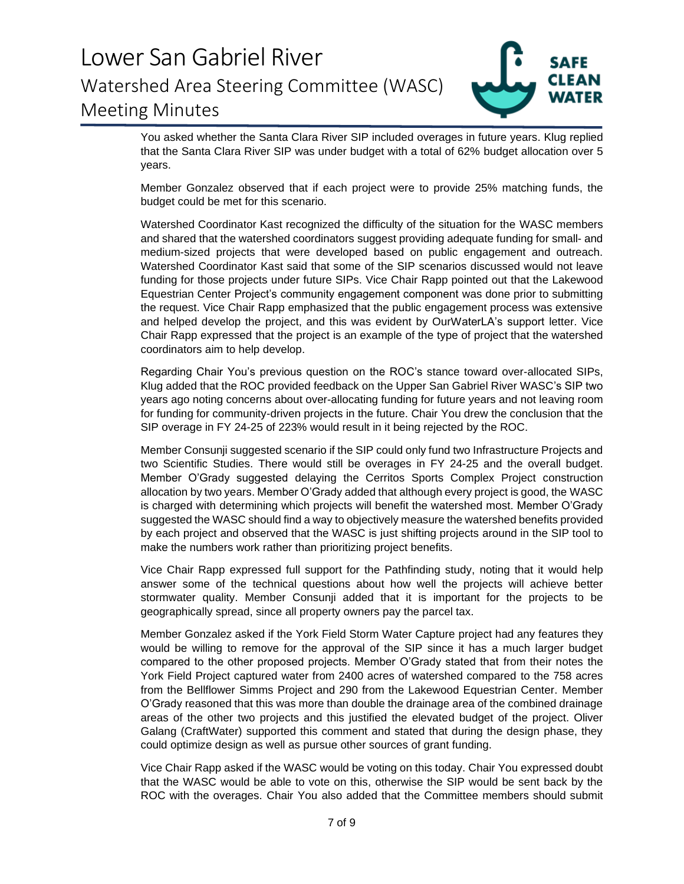You asked whether the Santa Clara River SIP included overages in future years. Klug replied that the Santa Clara River SIP was under budget with a total of 62% budget allocation over 5 years.

Member Gonzalez observed that if each project were to provide 25% matching funds, the budget could be met for this scenario.

Watershed Coordinator Kast recognized the difficulty of the situation for the WASC members and shared that the watershed coordinators suggest providing adequate funding for small- and medium-sized projects that were developed based on public engagement and outreach. Watershed Coordinator Kast said that some of the SIP scenarios discussed would not leave funding for those projects under future SIPs. Vice Chair Rapp pointed out that the Lakewood Equestrian Center Project's community engagement component was done prior to submitting the request. Vice Chair Rapp emphasized that the public engagement process was extensive and helped develop the project, and this was evident by OurWaterLA's support letter. Vice Chair Rapp expressed that the project is an example of the type of project that the watershed coordinators aim to help develop.

Regarding Chair You's previous question on the ROC's stance toward over-allocated SIPs, Klug added that the ROC provided feedback on the Upper San Gabriel River WASC's SIP two years ago noting concerns about over-allocating funding for future years and not leaving room for funding for community-driven projects in the future. Chair You drew the conclusion that the SIP overage in FY 24-25 of 223% would result in it being rejected by the ROC.

Member Consunji suggested scenario if the SIP could only fund two Infrastructure Projects and two Scientific Studies. There would still be overages in FY 24-25 and the overall budget. Member O'Grady suggested delaying the Cerritos Sports Complex Project construction allocation by two years. Member O'Grady added that although every project is good, the WASC is charged with determining which projects will benefit the watershed most. Member O'Grady suggested the WASC should find a way to objectively measure the watershed benefits provided by each project and observed that the WASC is just shifting projects around in the SIP tool to make the numbers work rather than prioritizing project benefits.

Vice Chair Rapp expressed full support for the Pathfinding study, noting that it would help answer some of the technical questions about how well the projects will achieve better stormwater quality. Member Consunji added that it is important for the projects to be geographically spread, since all property owners pay the parcel tax.

Member Gonzalez asked if the York Field Storm Water Capture project had any features they would be willing to remove for the approval of the SIP since it has a much larger budget compared to the other proposed projects. Member O'Grady stated that from their notes the York Field Project captured water from 2400 acres of watershed compared to the 758 acres from the Bellflower Simms Project and 290 from the Lakewood Equestrian Center. Member O'Grady reasoned that this was more than double the drainage area of the combined drainage areas of the other two projects and this justified the elevated budget of the project. Oliver Galang (CraftWater) supported this comment and stated that during the design phase, they could optimize design as well as pursue other sources of grant funding.

Vice Chair Rapp asked if the WASC would be voting on this today. Chair You expressed doubt that the WASC would be able to vote on this, otherwise the SIP would be sent back by the ROC with the overages. Chair You also added that the Committee members should submit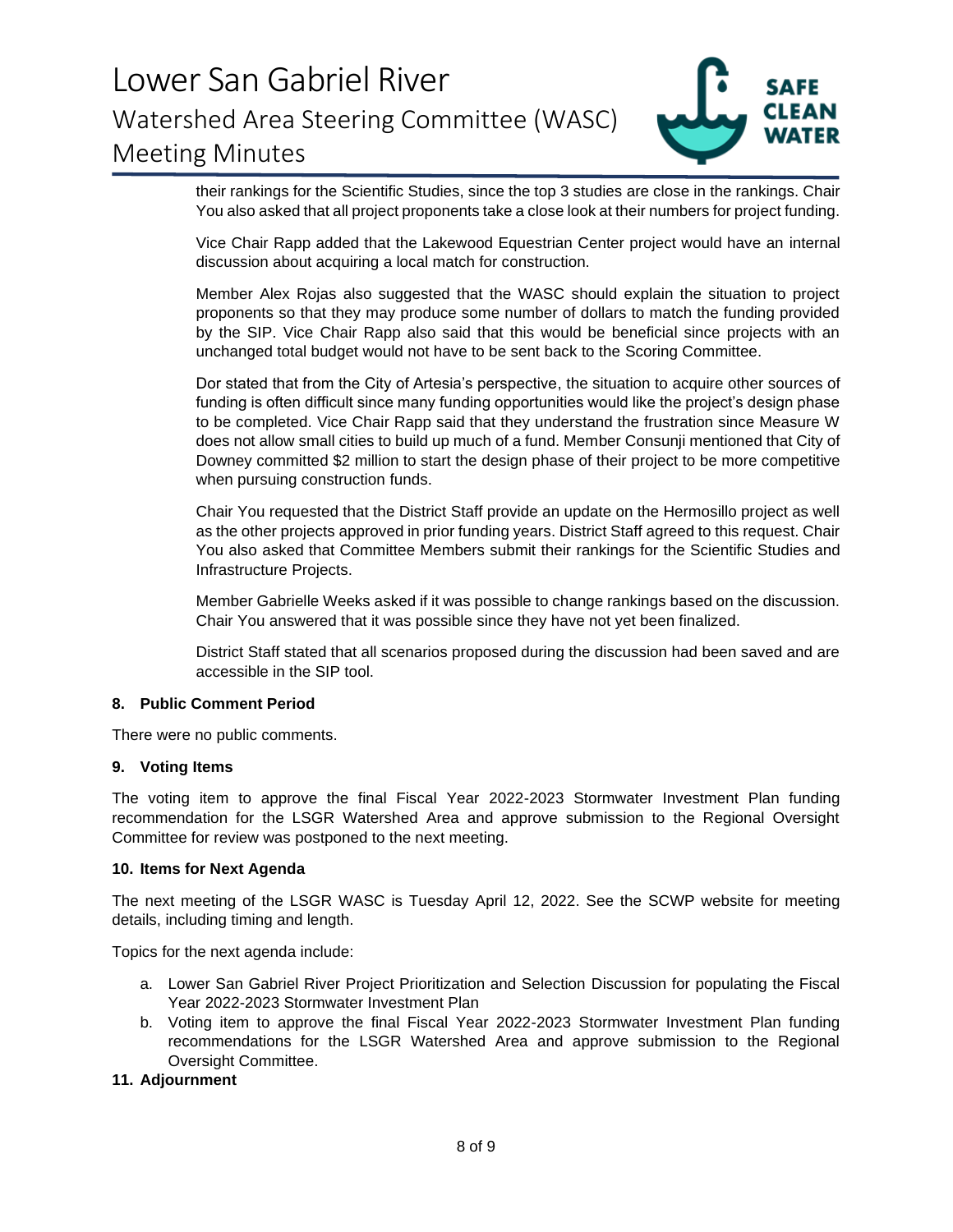their rankings for the Scientific Studies, since the top 3 studies are close in the rankings. Chair You also asked that all project proponents take a close look at their numbers for project funding.

Vice Chair Rapp added that the Lakewood Equestrian Center project would have an internal discussion about acquiring a local match for construction.

Member Alex Rojas also suggested that the WASC should explain the situation to project proponents so that they may produce some number of dollars to match the funding provided by the SIP. Vice Chair Rapp also said that this would be beneficial since projects with an unchanged total budget would not have to be sent back to the Scoring Committee.

Dor stated that from the City of Artesia's perspective, the situation to acquire other sources of funding is often difficult since many funding opportunities would like the project's design phase to be completed. Vice Chair Rapp said that they understand the frustration since Measure W does not allow small cities to build up much of a fund. Member Consunji mentioned that City of Downey committed $2 million to start the design phase of their project to be more competitive when pursuing construction funds.

Chair You requested that the District Staff provide an update on the Hermosillo project as well as the other projects approved in prior funding years. District Staff agreed to this request. Chair You also asked that Committee Members submit their rankings for the Scientific Studies and Infrastructure Projects.

Member Gabrielle Weeks asked if it was possible to change rankings based on the discussion. Chair You answered that it was possible since they have not yet been finalized.

District Staff stated that all scenarios proposed during the discussion had been saved and are accessible in the SIP tool.

**8. Public Comment Period**

There were no public comments.

**9. Voting Items**

The voting item to approve the final Fiscal Year 2022-2023 Stormwater Investment Plan funding recommendation for the LSGR Watershed Area and approve submission to the Regional Oversight Committee for review was postponed to the next meeting.

**10. Items for Next Agenda**

The next meeting of the LSGR WASC is Tuesday April 12, 2022. See the SCWP website for meeting details, including timing and length.

Topics for the next agenda include:

a. Lower San Gabriel River Project Prioritization and Selection Discussion for populating the Fiscal Year 2022-2023 Stormwater Investment Plan
b. Voting item to approve the final Fiscal Year 2022-2023 Stormwater Investment Plan funding recommendations for the LSGR Watershed Area and approve submission to the Regional Oversight Committee.

**11. Adjournment**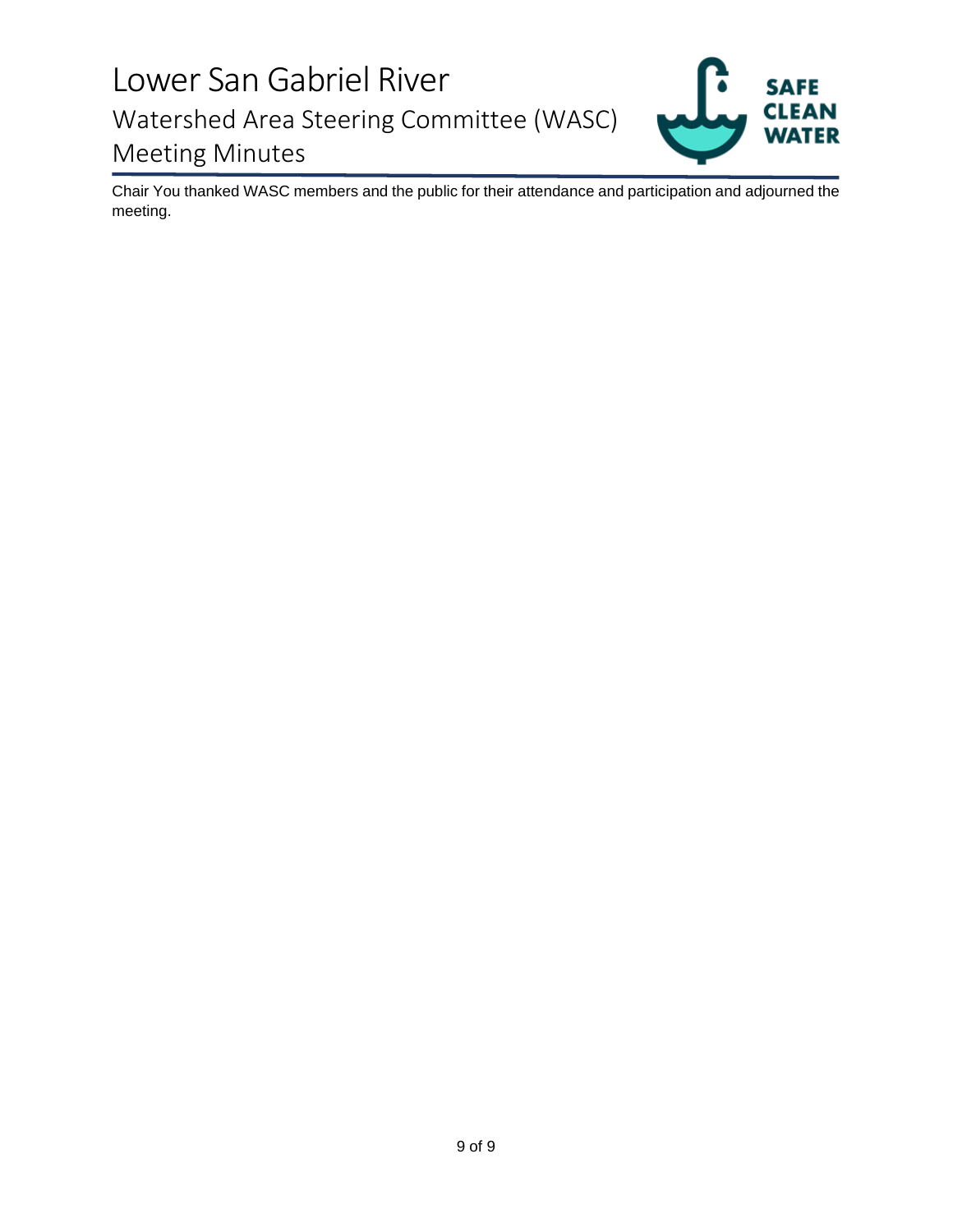Chair You thanked WASC members and the public for their attendance and participation and adjourned the meeting.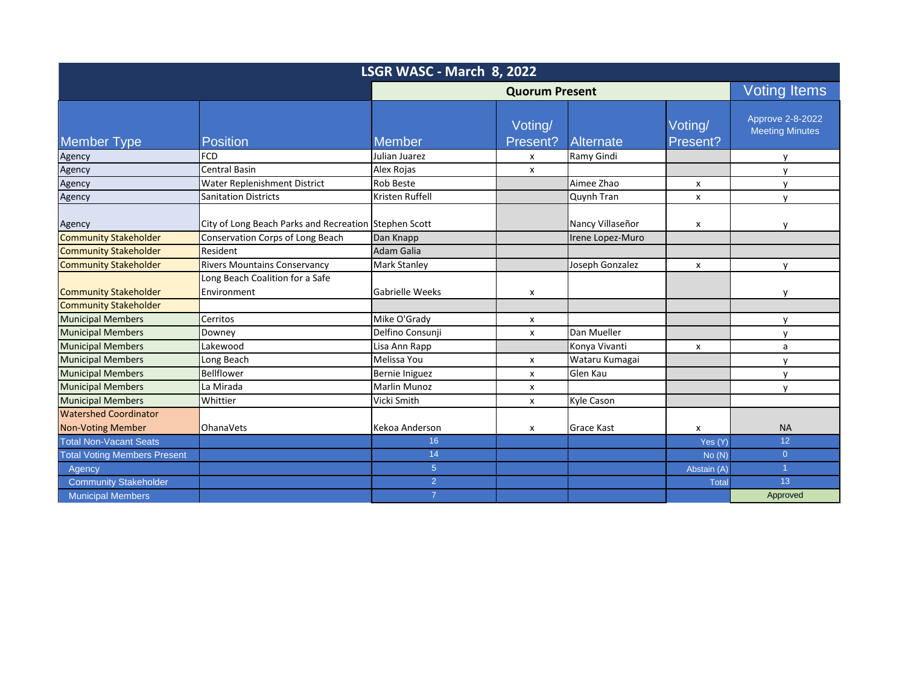| LSGR WASC - March 8, 2022 | | | | | | |
|---|---|---|---|---|---|---|
| | | Quorum Present | | | | Voting Items |
| Member Type | Position | Member | Voting/ Present? | Alternate | Voting/ Present? | Approve 2-8-2022 Meeting Minutes |
| Agency | FCD | Julian Juarez | x | Ramy Gindi | | y |
| Agency | Central Basin | Alex Rojas | x | | | y |
| Agency | Water Replenishment District | Rob Beste | | Aimee Zhao | x | y |
| Agency | Sanitation Districts | Kristen Ruffell | | Quynh Tran | x | y |
| Agency | City of Long Beach Parks and Recreation | Stephen Scott | | Nancy Villaseñor | x | y |
| Community Stakeholder | Conservation Corps of Long Beach | Dan Knapp | | Irene Lopez-Muro | | |
| Community Stakeholder | Resident | Adam Galia | | | | |
| Community Stakeholder | Rivers Mountains Conservancy | Mark Stanley | | Joseph Gonzalez | x | y |
| Community Stakeholder | Long Beach Coalition for a Safe Environment | Gabrielle Weeks | x | | | y |
| Community Stakeholder | | | | | | |
| Municipal Members | Cerritos | Mike O'Grady | x | | | y |
| Municipal Members | Downey | Delfino Consunji | x | Dan Mueller | | y |
| Municipal Members | Lakewood | Lisa Ann Rapp | | Konya Vivanti | x | a |
| Municipal Members | Long Beach | Melissa You | x | Wataru Kumagai | | y |
| Municipal Members | Bellflower | Bernie Iniguez | x | Glen Kau | | y |
| Municipal Members | La Mirada | Marlin Munoz | x | | | y |
| Municipal Members | Whittier | Vicki Smith | x | Kyle Cason | | |
| Watershed Coordinator Non-Voting Member | OhanaVets | Kekoa Anderson | x | Grace Kast | x | NA |
| Total Non-Vacant Seats | | 16 | | | Yes (Y) | 12 |
| Total Voting Members Present | | 14 | | | No (N) | 0 |
| Agency | | 5 | | | Abstain (A) | 1 |
| Community Stakeholder | | 2 | | | Total | 13 |
| Municipal Members | | 7 | | | | Approved |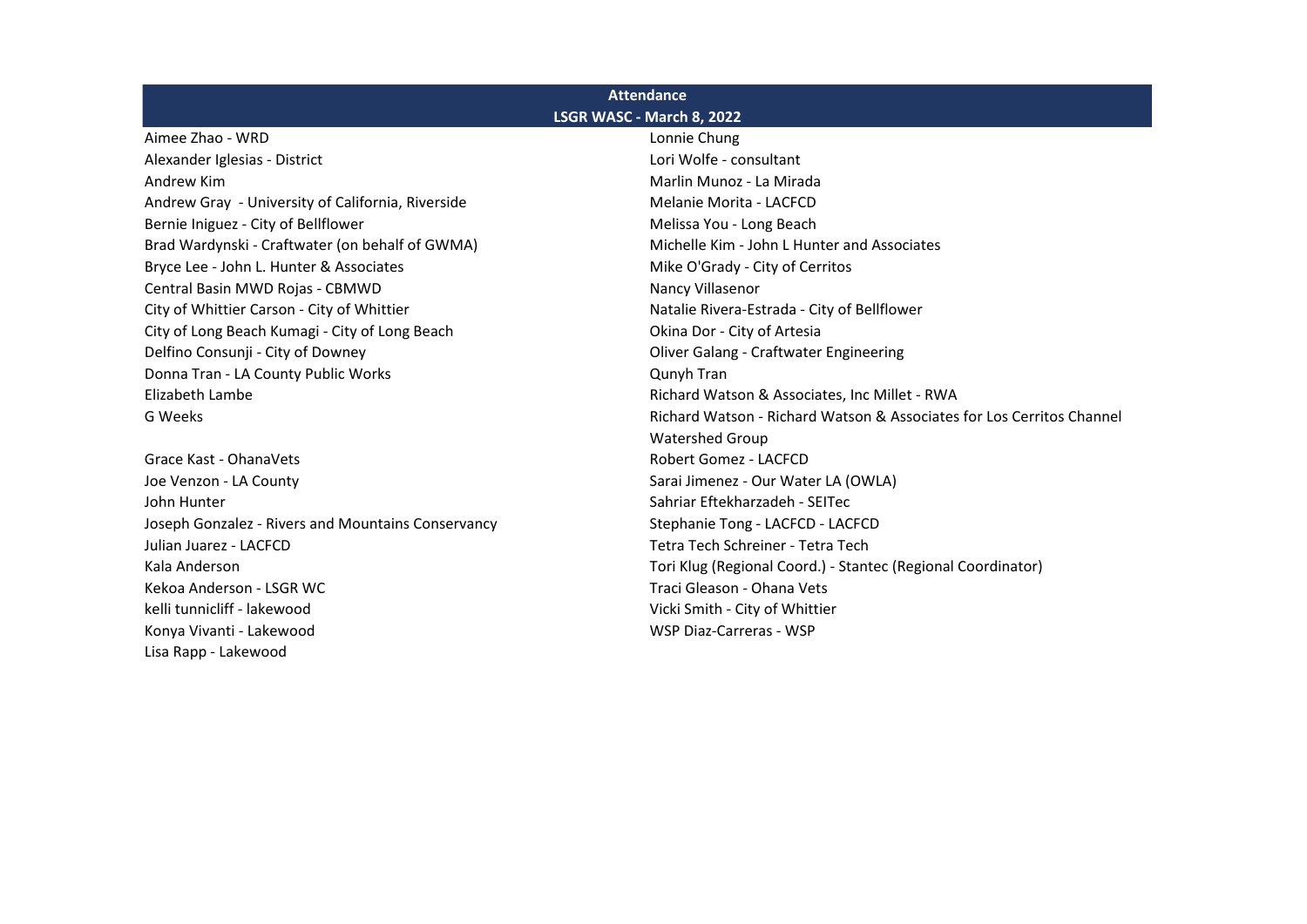## Attendance

## LSGR WASC - March 8, 2022

Aimee Zhao - WRD
Alexander Iglesias - District
Andrew Kim
Andrew Gray - University of California, Riverside
Bernie Iniguez - City of Bellflower
Brad Wardynski - Craftwater (on behalf of GWMA)
Bryce Lee - John L. Hunter & Associates
Central Basin MWD Rojas - CBMWD
City of Whittier Carson - City of Whittier
City of Long Beach Kumagi - City of Long Beach
Delfino Consunji - City of Downey
Donna Tran - LA County Public Works
Elizabeth Lambe
G Weeks
Grace Kast - OhanaVets
Joe Venzon - LA County
John Hunter
Joseph Gonzalez - Rivers and Mountains Conservancy
Julian Juarez - LACFCD
Kala Anderson
Kekoa Anderson - LSGR WC
kelli tunnicliff - lakewood
Konya Vivanti - Lakewood
Lisa Rapp - Lakewood
Lonnie Chung
Lori Wolfe - consultant
Marlin Munoz - La Mirada
Melanie Morita - LACFCD
Melissa You - Long Beach
Michelle Kim - John L Hunter and Associates
Mike O'Grady - City of Cerritos
Nancy Villasenor
Natalie Rivera-Estrada - City of Bellflower
Okina Dor - City of Artesia
Oliver Galang - Craftwater Engineering
Qunyh Tran
Richard Watson & Associates, Inc Millet - RWA
Richard Watson - Richard Watson & Associates for Los Cerritos Channel Watershed Group
Robert Gomez - LACFCD
Sarai Jimenez - Our Water LA (OWLA)
Sahriar Eftekharzadeh - SEITec
Stephanie Tong - LACFCD - LACFCD
Tetra Tech Schreiner - Tetra Tech
Tori Klug (Regional Coord.) - Stantec (Regional Coordinator)
Traci Gleason - Ohana Vets
Vicki Smith - City of Whittier
WSP Diaz-Carreras - WSP